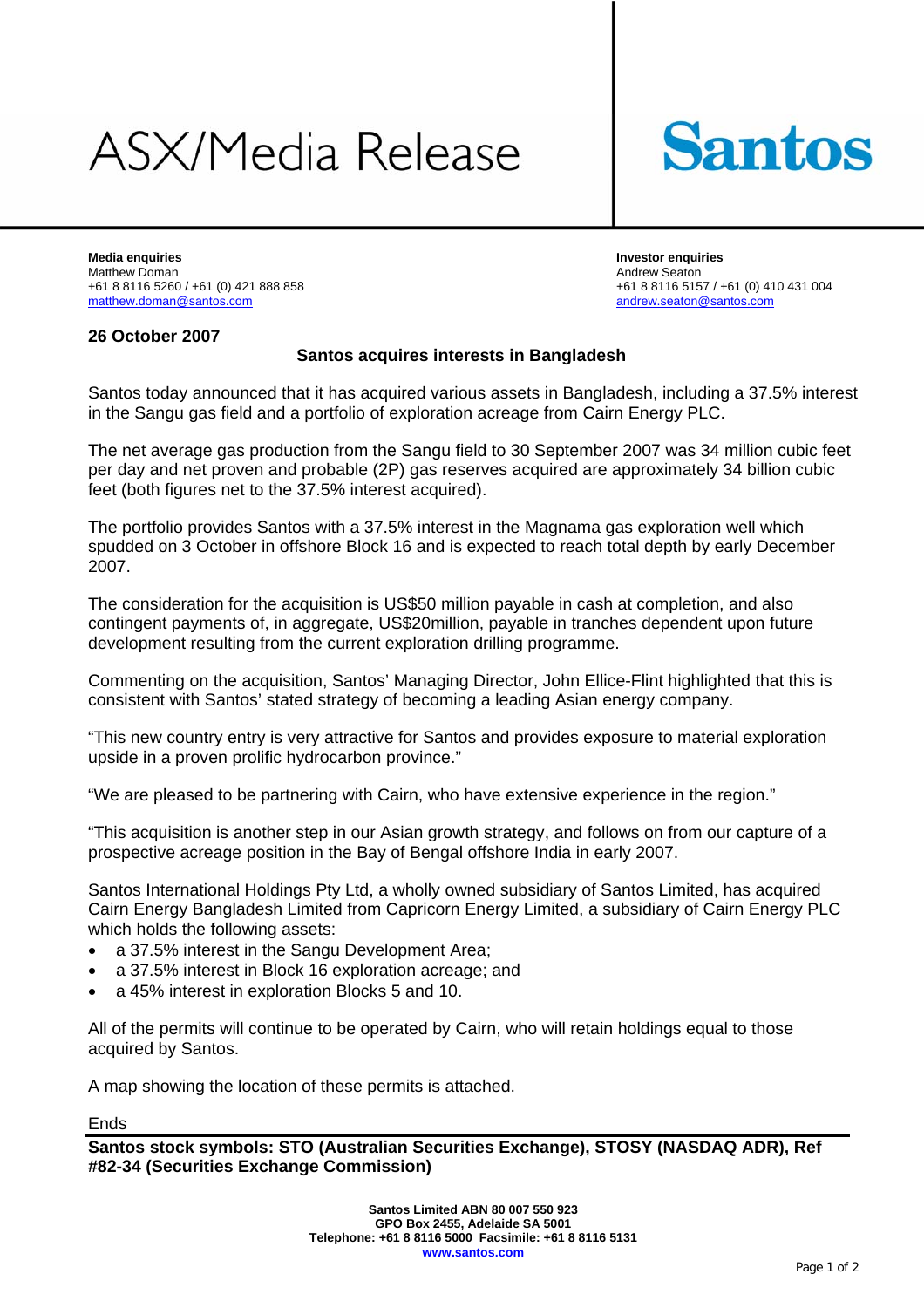# ASX/Media Release

**Santos**

**Media enquiries**
Matthew Doman
+61 8 8116 5260 / +61 (0) 421 888 858
matthew.doman@santos.com

**Investor enquiries**
Andrew Seaton
+61 8 8116 5157 / +61 (0) 410 431 004
andrew.seaton@santos.com

**26 October 2007**

## Santos acquires interests in Bangladesh

Santos today announced that it has acquired various assets in Bangladesh, including a 37.5% interest in the Sangu gas field and a portfolio of exploration acreage from Cairn Energy PLC.

The net average gas production from the Sangu field to 30 September 2007 was 34 million cubic feet per day and net proven and probable (2P) gas reserves acquired are approximately 34 billion cubic feet (both figures net to the 37.5% interest acquired).

The portfolio provides Santos with a 37.5% interest in the Magnama gas exploration well which spudded on 3 October in offshore Block 16 and is expected to reach total depth by early December 2007.

The consideration for the acquisition is US$50 million payable in cash at completion, and also contingent payments of, in aggregate, US$20million, payable in tranches dependent upon future development resulting from the current exploration drilling programme.

Commenting on the acquisition, Santos' Managing Director, John Ellice-Flint highlighted that this is consistent with Santos' stated strategy of becoming a leading Asian energy company.

"This new country entry is very attractive for Santos and provides exposure to material exploration upside in a proven prolific hydrocarbon province."

"We are pleased to be partnering with Cairn, who have extensive experience in the region."

"This acquisition is another step in our Asian growth strategy, and follows on from our capture of a prospective acreage position in the Bay of Bengal offshore India in early 2007.

Santos International Holdings Pty Ltd, a wholly owned subsidiary of Santos Limited, has acquired Cairn Energy Bangladesh Limited from Capricorn Energy Limited, a subsidiary of Cairn Energy PLC which holds the following assets:

- a 37.5% interest in the Sangu Development Area;
- a 37.5% interest in Block 16 exploration acreage; and
- a 45% interest in exploration Blocks 5 and 10.

All of the permits will continue to be operated by Cairn, who will retain holdings equal to those acquired by Santos.

A map showing the location of these permits is attached.

Ends

**Santos stock symbols: STO (Australian Securities Exchange), STOSY (NASDAQ ADR), Ref #82-34 (Securities Exchange Commission)**

**Santos Limited ABN 80 007 550 923**
**GPO Box 2455, Adelaide SA 5001**
**Telephone: +61 8 8116 5000 Facsimile: +61 8 8116 5131**
**www.santos.com**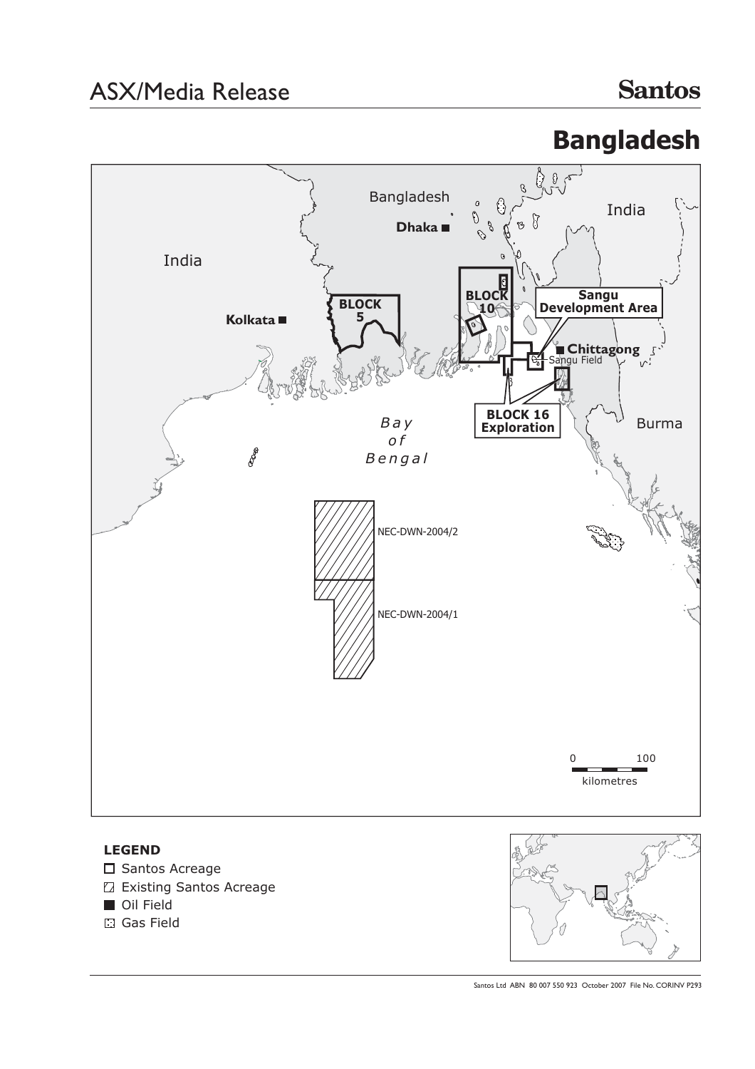# Bangladesh

Bangladesh

India

Dhaka

India

Kolkata

BLOCK 5

BLOCK 10

Sangu Development Area

Chittagong

Sangu Field

BLOCK 16 Exploration

Burma

Bay of Bengal

NEC-DWN-2004/2

NEC-DWN-2004/1

0 100

kilometres

**LEGEND**

- Santos Acreage
- Existing Santos Acreage
- Oil Field
- Gas Field

Santos Ltd ABN 80 007 550 923 October 2007 File No. CORINV P293